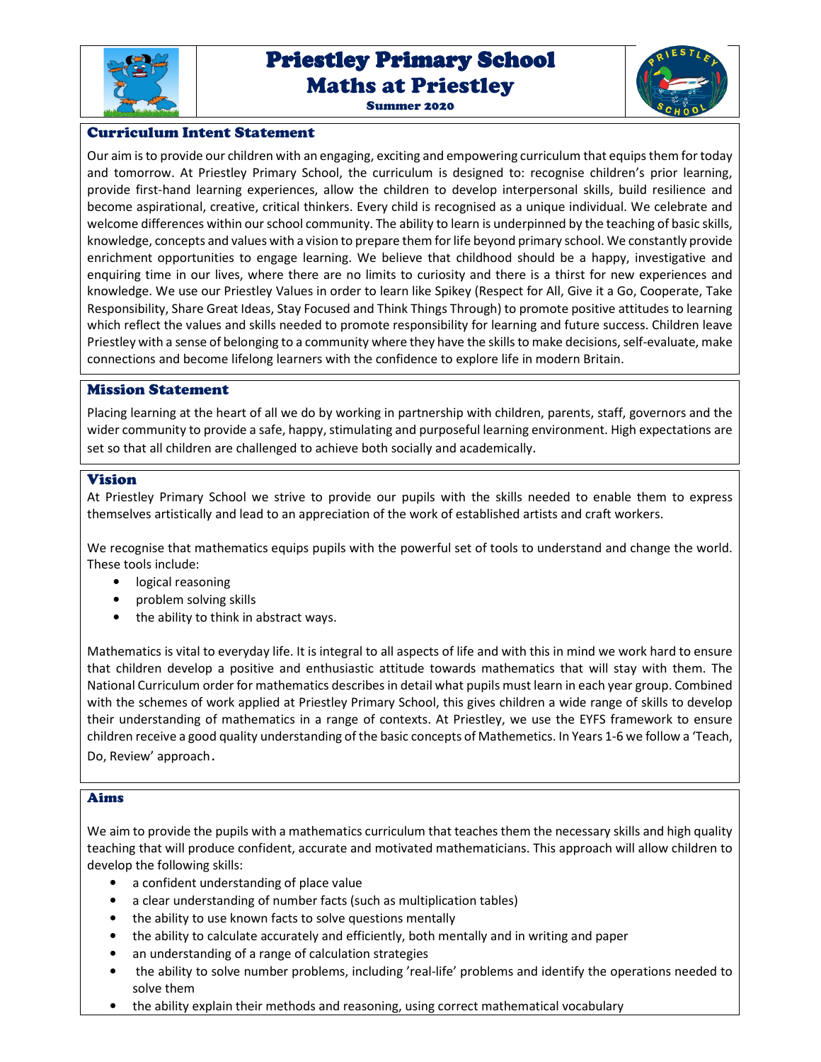# Priestley Primary School
# Maths at Priestley

**Summer 2020**

## Curriculum Intent Statement

Our aim is to provide our children with an engaging, exciting and empowering curriculum that equips them for today and tomorrow. At Priestley Primary School, the curriculum is designed to: recognise children's prior learning, provide first-hand learning experiences, allow the children to develop interpersonal skills, build resilience and become aspirational, creative, critical thinkers. Every child is recognised as a unique individual. We celebrate and welcome differences within our school community. The ability to learn is underpinned by the teaching of basic skills, knowledge, concepts and values with a vision to prepare them for life beyond primary school. We constantly provide enrichment opportunities to engage learning. We believe that childhood should be a happy, investigative and enquiring time in our lives, where there are no limits to curiosity and there is a thirst for new experiences and knowledge. We use our Priestley Values in order to learn like Spikey (Respect for All, Give it a Go, Cooperate, Take Responsibility, Share Great Ideas, Stay Focused and Think Things Through) to promote positive attitudes to learning which reflect the values and skills needed to promote responsibility for learning and future success. Children leave Priestley with a sense of belonging to a community where they have the skills to make decisions, self-evaluate, make connections and become lifelong learners with the confidence to explore life in modern Britain.

## Mission Statement

Placing learning at the heart of all we do by working in partnership with children, parents, staff, governors and the wider community to provide a safe, happy, stimulating and purposeful learning environment. High expectations are set so that all children are challenged to achieve both socially and academically.

## Vision

At Priestley Primary School we strive to provide our pupils with the skills needed to enable them to express themselves artistically and lead to an appreciation of the work of established artists and craft workers.

We recognise that mathematics equips pupils with the powerful set of tools to understand and change the world. These tools include:

- logical reasoning
- problem solving skills
- the ability to think in abstract ways.

Mathematics is vital to everyday life. It is integral to all aspects of life and with this in mind we work hard to ensure that children develop a positive and enthusiastic attitude towards mathematics that will stay with them. The National Curriculum order for mathematics describes in detail what pupils must learn in each year group. Combined with the schemes of work applied at Priestley Primary School, this gives children a wide range of skills to develop their understanding of mathematics in a range of contexts. At Priestley, we use the EYFS framework to ensure children receive a good quality understanding of the basic concepts of Mathemetics. In Years 1-6 we follow a 'Teach, Do, Review' approach.

## Aims

We aim to provide the pupils with a mathematics curriculum that teaches them the necessary skills and high quality teaching that will produce confident, accurate and motivated mathematicians. This approach will allow children to develop the following skills:

- a confident understanding of place value
- a clear understanding of number facts (such as multiplication tables)
- the ability to use known facts to solve questions mentally
- the ability to calculate accurately and efficiently, both mentally and in writing and paper
- an understanding of a range of calculation strategies
- the ability to solve number problems, including 'real-life' problems and identify the operations needed to solve them
- the ability explain their methods and reasoning, using correct mathematical vocabulary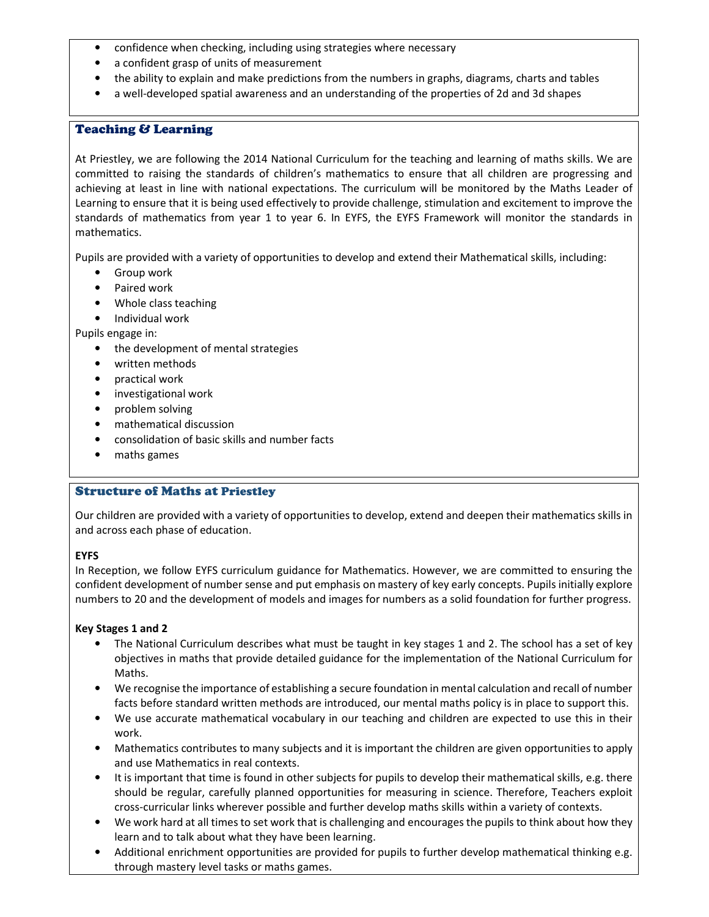- confidence when checking, including using strategies where necessary
- a confident grasp of units of measurement
- the ability to explain and make predictions from the numbers in graphs, diagrams, charts and tables
- a well-developed spatial awareness and an understanding of the properties of 2d and 3d shapes

## Teaching & Learning

At Priestley, we are following the 2014 National Curriculum for the teaching and learning of maths skills. We are committed to raising the standards of children's mathematics to ensure that all children are progressing and achieving at least in line with national expectations. The curriculum will be monitored by the Maths Leader of Learning to ensure that it is being used effectively to provide challenge, stimulation and excitement to improve the standards of mathematics from year 1 to year 6. In EYFS, the EYFS Framework will monitor the standards in mathematics.

Pupils are provided with a variety of opportunities to develop and extend their Mathematical skills, including:

- Group work
- Paired work
- Whole class teaching
- Individual work

Pupils engage in:

- the development of mental strategies
- written methods
- practical work
- investigational work
- problem solving
- mathematical discussion
- consolidation of basic skills and number facts
- maths games

## Structure of Maths at Priestley

Our children are provided with a variety of opportunities to develop, extend and deepen their mathematics skills in and across each phase of education.

**EYFS**

In Reception, we follow EYFS curriculum guidance for Mathematics. However, we are committed to ensuring the confident development of number sense and put emphasis on mastery of key early concepts. Pupils initially explore numbers to 20 and the development of models and images for numbers as a solid foundation for further progress.

**Key Stages 1 and 2**

- The National Curriculum describes what must be taught in key stages 1 and 2. The school has a set of key objectives in maths that provide detailed guidance for the implementation of the National Curriculum for Maths.
- We recognise the importance of establishing a secure foundation in mental calculation and recall of number facts before standard written methods are introduced, our mental maths policy is in place to support this.
- We use accurate mathematical vocabulary in our teaching and children are expected to use this in their work.
- Mathematics contributes to many subjects and it is important the children are given opportunities to apply and use Mathematics in real contexts.
- It is important that time is found in other subjects for pupils to develop their mathematical skills, e.g. there should be regular, carefully planned opportunities for measuring in science. Therefore, Teachers exploit cross-curricular links wherever possible and further develop maths skills within a variety of contexts.
- We work hard at all times to set work that is challenging and encourages the pupils to think about how they learn and to talk about what they have been learning.
- Additional enrichment opportunities are provided for pupils to further develop mathematical thinking e.g. through mastery level tasks or maths games.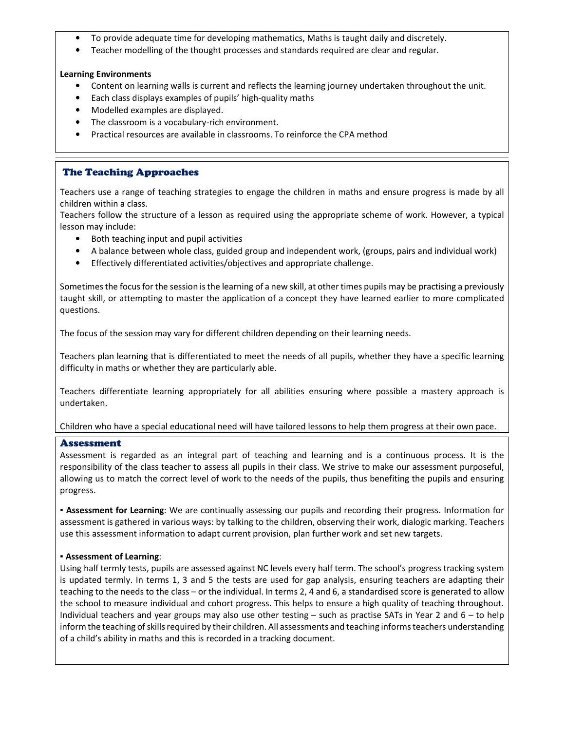- To provide adequate time for developing mathematics, Maths is taught daily and discretely.
- Teacher modelling of the thought processes and standards required are clear and regular.

**Learning Environments**

- Content on learning walls is current and reflects the learning journey undertaken throughout the unit.
- Each class displays examples of pupils' high-quality maths
- Modelled examples are displayed.
- The classroom is a vocabulary-rich environment.
- Practical resources are available in classrooms. To reinforce the CPA method

## The Teaching Approaches

Teachers use a range of teaching strategies to engage the children in maths and ensure progress is made by all children within a class.

Teachers follow the structure of a lesson as required using the appropriate scheme of work. However, a typical lesson may include:

- Both teaching input and pupil activities
- A balance between whole class, guided group and independent work, (groups, pairs and individual work)
- Effectively differentiated activities/objectives and appropriate challenge.

Sometimes the focus for the session is the learning of a new skill, at other times pupils may be practising a previously taught skill, or attempting to master the application of a concept they have learned earlier to more complicated questions.

The focus of the session may vary for different children depending on their learning needs.

Teachers plan learning that is differentiated to meet the needs of all pupils, whether they have a specific learning difficulty in maths or whether they are particularly able.

Teachers differentiate learning appropriately for all abilities ensuring where possible a mastery approach is undertaken.

Children who have a special educational need will have tailored lessons to help them progress at their own pace.

## Assessment

Assessment is regarded as an integral part of teaching and learning and is a continuous process. It is the responsibility of the class teacher to assess all pupils in their class. We strive to make our assessment purposeful, allowing us to match the correct level of work to the needs of the pupils, thus benefiting the pupils and ensuring progress.

▪ **Assessment for Learning**: We are continually assessing our pupils and recording their progress. Information for assessment is gathered in various ways: by talking to the children, observing their work, dialogic marking. Teachers use this assessment information to adapt current provision, plan further work and set new targets.

▪ **Assessment of Learning**:

Using half termly tests, pupils are assessed against NC levels every half term. The school's progress tracking system is updated termly. In terms 1, 3 and 5 the tests are used for gap analysis, ensuring teachers are adapting their teaching to the needs to the class – or the individual. In terms 2, 4 and 6, a standardised score is generated to allow the school to measure individual and cohort progress. This helps to ensure a high quality of teaching throughout. Individual teachers and year groups may also use other testing – such as practise SATs in Year 2 and 6 – to help inform the teaching of skills required by their children. All assessments and teaching informs teachers understanding of a child's ability in maths and this is recorded in a tracking document.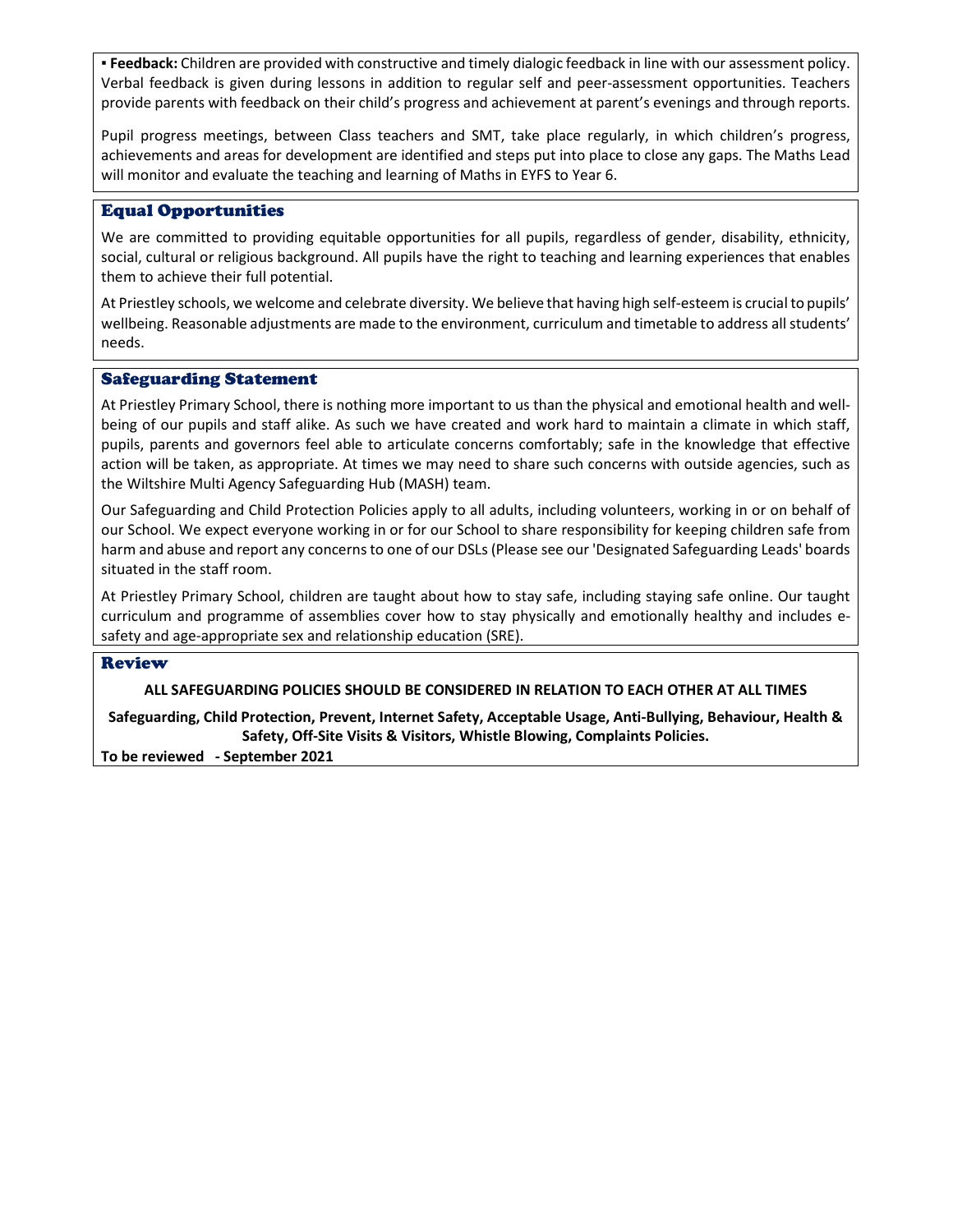▪ **Feedback:** Children are provided with constructive and timely dialogic feedback in line with our assessment policy. Verbal feedback is given during lessons in addition to regular self and peer-assessment opportunities. Teachers provide parents with feedback on their child's progress and achievement at parent's evenings and through reports.

Pupil progress meetings, between Class teachers and SMT, take place regularly, in which children's progress, achievements and areas for development are identified and steps put into place to close any gaps. The Maths Lead will monitor and evaluate the teaching and learning of Maths in EYFS to Year 6.

## Equal Opportunities

We are committed to providing equitable opportunities for all pupils, regardless of gender, disability, ethnicity, social, cultural or religious background. All pupils have the right to teaching and learning experiences that enables them to achieve their full potential.

At Priestley schools, we welcome and celebrate diversity. We believe that having high self-esteem is crucial to pupils' wellbeing. Reasonable adjustments are made to the environment, curriculum and timetable to address all students' needs.

## Safeguarding Statement

At Priestley Primary School, there is nothing more important to us than the physical and emotional health and well-being of our pupils and staff alike. As such we have created and work hard to maintain a climate in which staff, pupils, parents and governors feel able to articulate concerns comfortably; safe in the knowledge that effective action will be taken, as appropriate. At times we may need to share such concerns with outside agencies, such as the Wiltshire Multi Agency Safeguarding Hub (MASH) team.

Our Safeguarding and Child Protection Policies apply to all adults, including volunteers, working in or on behalf of our School. We expect everyone working in or for our School to share responsibility for keeping children safe from harm and abuse and report any concerns to one of our DSLs (Please see our 'Designated Safeguarding Leads' boards situated in the staff room.

At Priestley Primary School, children are taught about how to stay safe, including staying safe online. Our taught curriculum and programme of assemblies cover how to stay physically and emotionally healthy and includes e-safety and age-appropriate sex and relationship education (SRE).

## Review

**ALL SAFEGUARDING POLICIES SHOULD BE CONSIDERED IN RELATION TO EACH OTHER AT ALL TIMES**

**Safeguarding, Child Protection, Prevent, Internet Safety, Acceptable Usage, Anti-Bullying, Behaviour, Health & Safety, Off-Site Visits & Visitors, Whistle Blowing, Complaints Policies.**

**To be reviewed - September 2021**